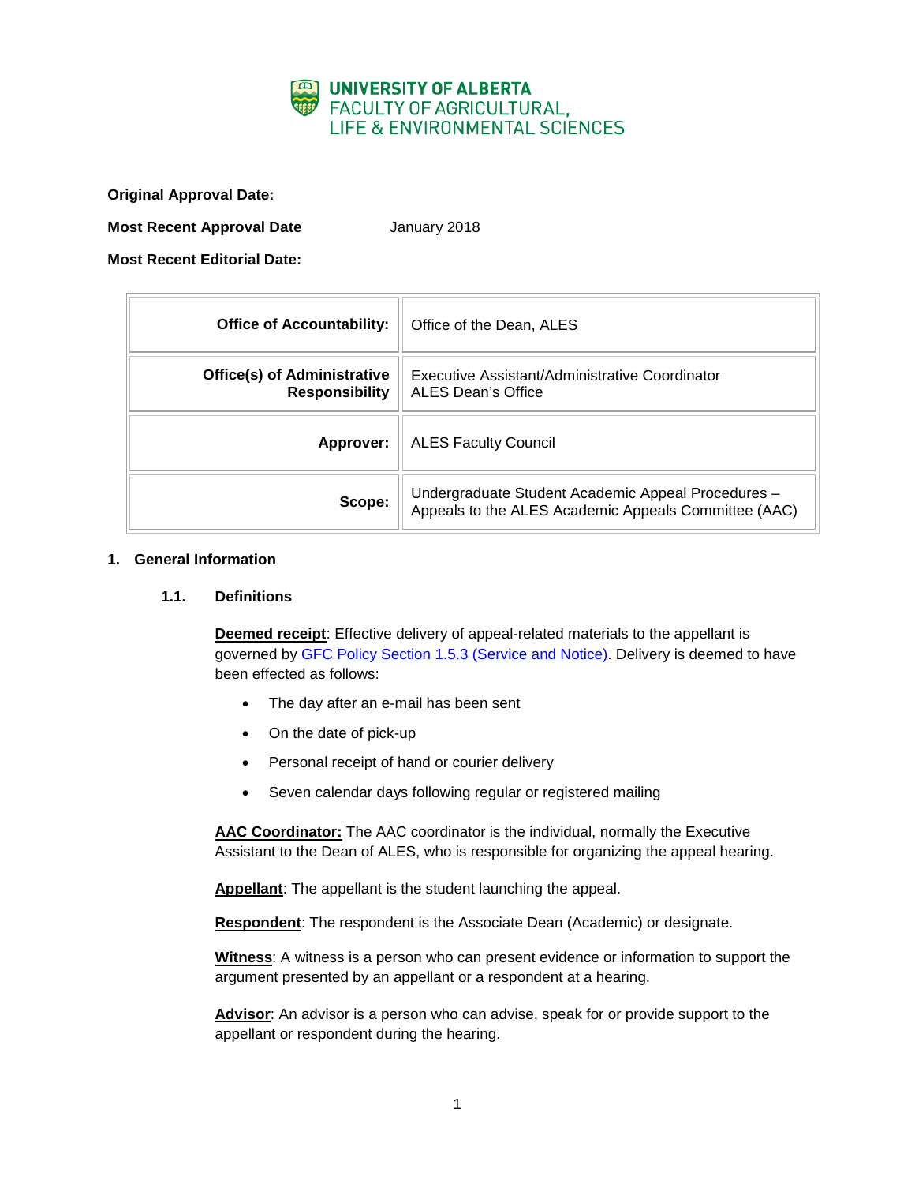UNIVERSITY OF ALBERTA
FACULTY OF AGRICULTURAL, LIFE & ENVIRONMENTAL SCIENCES

**Original Approval Date:**

**Most Recent Approval Date** January 2018

**Most Recent Editorial Date:**

| | |
|---|---|
| **Office of Accountability:** | Office of the Dean, ALES |
| **Office(s) of Administrative Responsibility** | Executive Assistant/Administrative Coordinator ALES Dean's Office |
| **Approver:** | ALES Faculty Council |
| **Scope:** | Undergraduate Student Academic Appeal Procedures – Appeals to the ALES Academic Appeals Committee (AAC) |

## 1. General Information

### 1.1. Definitions

**Deemed receipt**: Effective delivery of appeal-related materials to the appellant is governed by [GFC Policy Section 1.5.3 (Service and Notice)](). Delivery is deemed to have been effected as follows:

- The day after an e-mail has been sent
- On the date of pick-up
- Personal receipt of hand or courier delivery
- Seven calendar days following regular or registered mailing

**AAC Coordinator:** The AAC coordinator is the individual, normally the Executive Assistant to the Dean of ALES, who is responsible for organizing the appeal hearing.

**Appellant**: The appellant is the student launching the appeal.

**Respondent**: The respondent is the Associate Dean (Academic) or designate.

**Witness**: A witness is a person who can present evidence or information to support the argument presented by an appellant or a respondent at a hearing.

**Advisor**: An advisor is a person who can advise, speak for or provide support to the appellant or respondent during the hearing.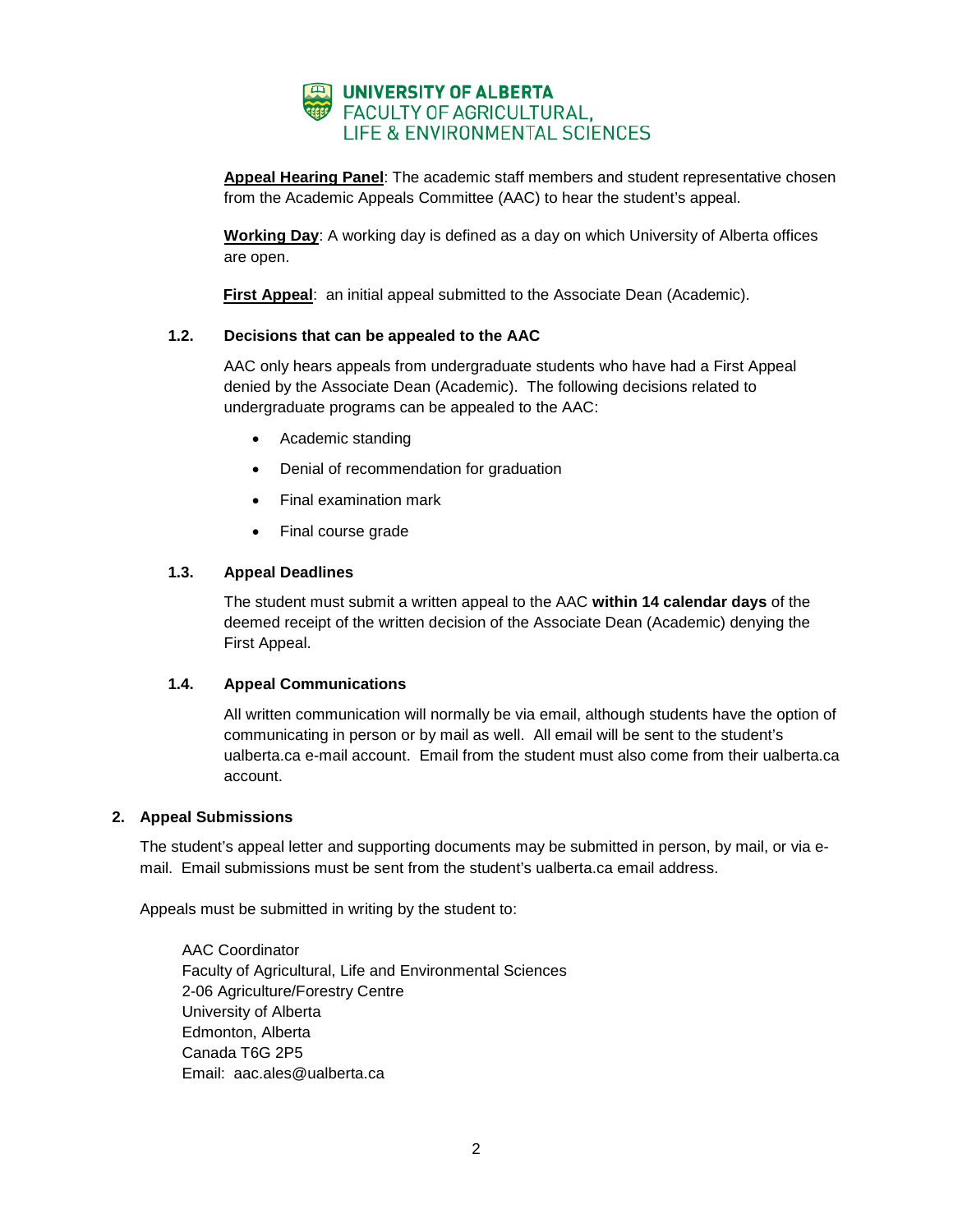**Appeal Hearing Panel**: The academic staff members and student representative chosen from the Academic Appeals Committee (AAC) to hear the student's appeal.

**Working Day**: A working day is defined as a day on which University of Alberta offices are open.

**First Appeal**: an initial appeal submitted to the Associate Dean (Academic).

### 1.2. Decisions that can be appealed to the AAC

AAC only hears appeals from undergraduate students who have had a First Appeal denied by the Associate Dean (Academic). The following decisions related to undergraduate programs can be appealed to the AAC:

- Academic standing
- Denial of recommendation for graduation
- Final examination mark
- Final course grade

### 1.3. Appeal Deadlines

The student must submit a written appeal to the AAC **within 14 calendar days** of the deemed receipt of the written decision of the Associate Dean (Academic) denying the First Appeal.

### 1.4. Appeal Communications

All written communication will normally be via email, although students have the option of communicating in person or by mail as well. All email will be sent to the student's ualberta.ca e-mail account. Email from the student must also come from their ualberta.ca account.

## 2. Appeal Submissions

The student's appeal letter and supporting documents may be submitted in person, by mail, or via e-mail. Email submissions must be sent from the student's ualberta.ca email address.

Appeals must be submitted in writing by the student to:

AAC Coordinator
Faculty of Agricultural, Life and Environmental Sciences
2-06 Agriculture/Forestry Centre
University of Alberta
Edmonton, Alberta
Canada T6G 2P5
Email: aac.ales@ualberta.ca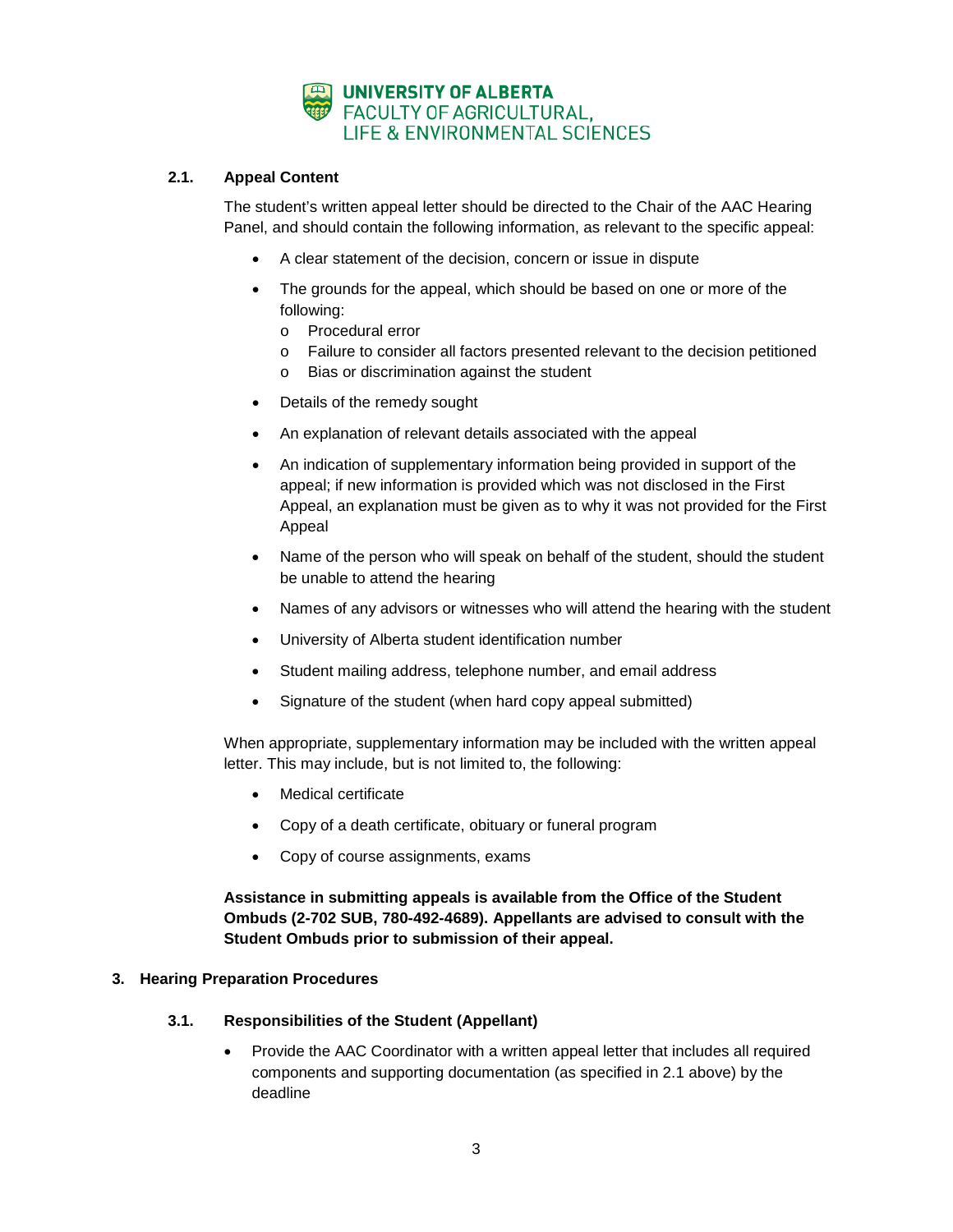### 2.1. Appeal Content

The student's written appeal letter should be directed to the Chair of the AAC Hearing Panel, and should contain the following information, as relevant to the specific appeal:

- A clear statement of the decision, concern or issue in dispute
- The grounds for the appeal, which should be based on one or more of the following:
  - Procedural error
  - Failure to consider all factors presented relevant to the decision petitioned
  - Bias or discrimination against the student
- Details of the remedy sought
- An explanation of relevant details associated with the appeal
- An indication of supplementary information being provided in support of the appeal; if new information is provided which was not disclosed in the First Appeal, an explanation must be given as to why it was not provided for the First Appeal
- Name of the person who will speak on behalf of the student, should the student be unable to attend the hearing
- Names of any advisors or witnesses who will attend the hearing with the student
- University of Alberta student identification number
- Student mailing address, telephone number, and email address
- Signature of the student (when hard copy appeal submitted)

When appropriate, supplementary information may be included with the written appeal letter. This may include, but is not limited to, the following:

- Medical certificate
- Copy of a death certificate, obituary or funeral program
- Copy of course assignments, exams

**Assistance in submitting appeals is available from the Office of the Student Ombuds (2-702 SUB, 780-492-4689). Appellants are advised to consult with the Student Ombuds prior to submission of their appeal.**

## 3. Hearing Preparation Procedures

### 3.1. Responsibilities of the Student (Appellant)

- Provide the AAC Coordinator with a written appeal letter that includes all required components and supporting documentation (as specified in 2.1 above) by the deadline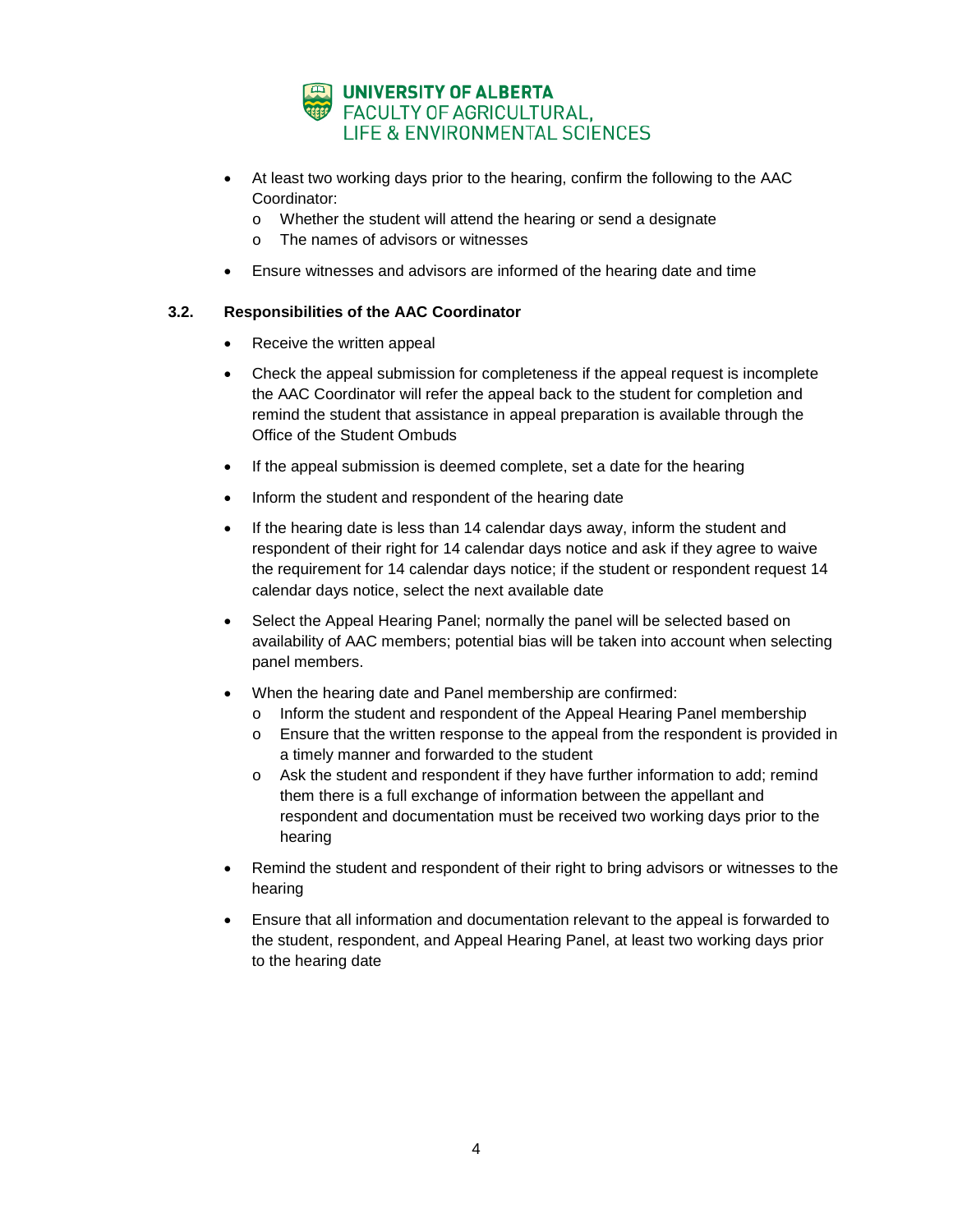- At least two working days prior to the hearing, confirm the following to the AAC Coordinator:
    - Whether the student will attend the hearing or send a designate
    - The names of advisors or witnesses
- Ensure witnesses and advisors are informed of the hearing date and time

### 3.2. Responsibilities of the AAC Coordinator

- Receive the written appeal
- Check the appeal submission for completeness if the appeal request is incomplete the AAC Coordinator will refer the appeal back to the student for completion and remind the student that assistance in appeal preparation is available through the Office of the Student Ombuds
- If the appeal submission is deemed complete, set a date for the hearing
- Inform the student and respondent of the hearing date
- If the hearing date is less than 14 calendar days away, inform the student and respondent of their right for 14 calendar days notice and ask if they agree to waive the requirement for 14 calendar days notice; if the student or respondent request 14 calendar days notice, select the next available date
- Select the Appeal Hearing Panel; normally the panel will be selected based on availability of AAC members; potential bias will be taken into account when selecting panel members.
- When the hearing date and Panel membership are confirmed:
    - Inform the student and respondent of the Appeal Hearing Panel membership
    - Ensure that the written response to the appeal from the respondent is provided in a timely manner and forwarded to the student
    - Ask the student and respondent if they have further information to add; remind them there is a full exchange of information between the appellant and respondent and documentation must be received two working days prior to the hearing
- Remind the student and respondent of their right to bring advisors or witnesses to the hearing
- Ensure that all information and documentation relevant to the appeal is forwarded to the student, respondent, and Appeal Hearing Panel, at least two working days prior to the hearing date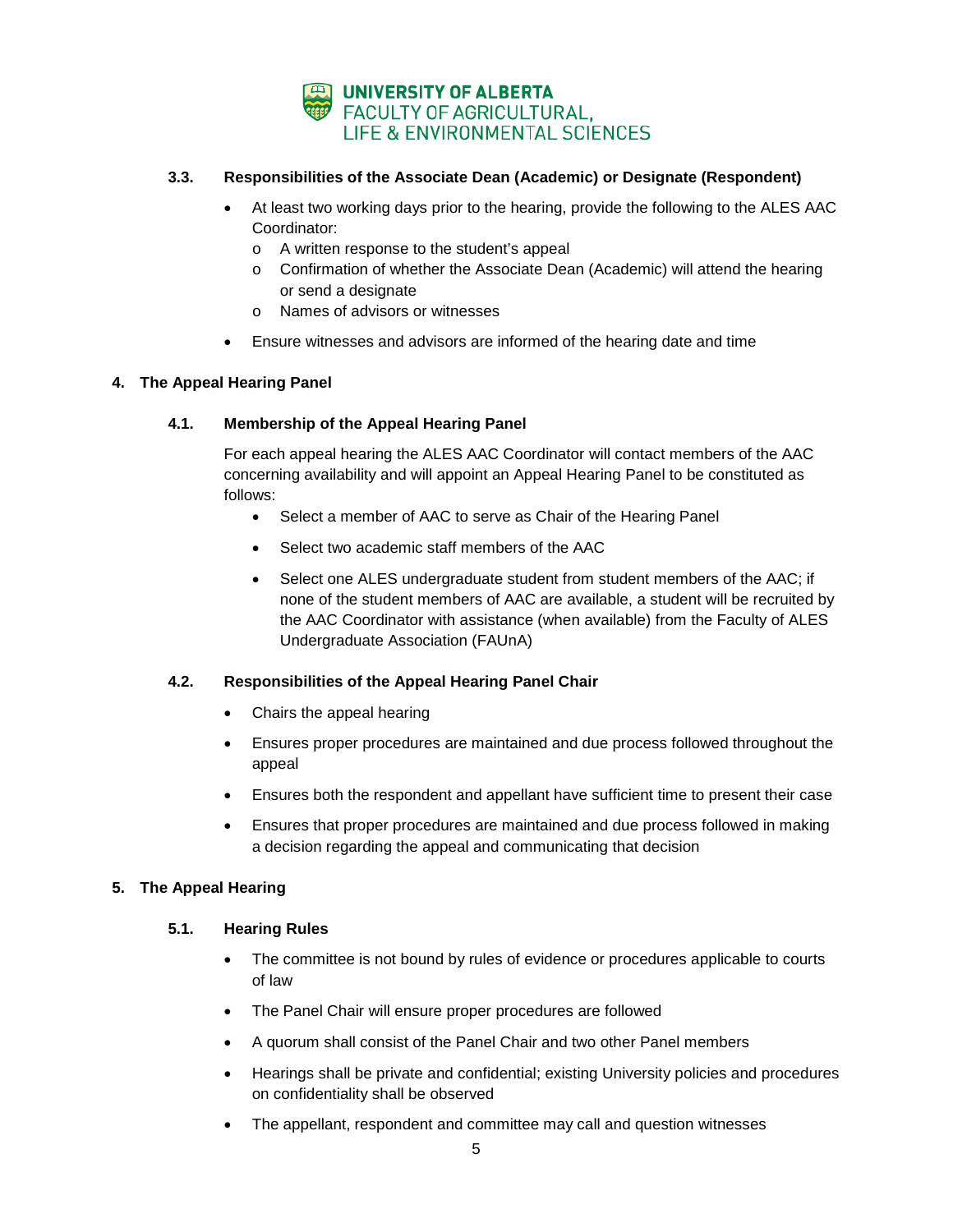### 3.3. Responsibilities of the Associate Dean (Academic) or Designate (Respondent)

- At least two working days prior to the hearing, provide the following to the ALES AAC Coordinator:
  - A written response to the student's appeal
  - Confirmation of whether the Associate Dean (Academic) will attend the hearing or send a designate
  - Names of advisors or witnesses
- Ensure witnesses and advisors are informed of the hearing date and time

## 4. The Appeal Hearing Panel

### 4.1. Membership of the Appeal Hearing Panel

For each appeal hearing the ALES AAC Coordinator will contact members of the AAC concerning availability and will appoint an Appeal Hearing Panel to be constituted as follows:

- Select a member of AAC to serve as Chair of the Hearing Panel
- Select two academic staff members of the AAC
- Select one ALES undergraduate student from student members of the AAC; if none of the student members of AAC are available, a student will be recruited by the AAC Coordinator with assistance (when available) from the Faculty of ALES Undergraduate Association (FAUnA)

### 4.2. Responsibilities of the Appeal Hearing Panel Chair

- Chairs the appeal hearing
- Ensures proper procedures are maintained and due process followed throughout the appeal
- Ensures both the respondent and appellant have sufficient time to present their case
- Ensures that proper procedures are maintained and due process followed in making a decision regarding the appeal and communicating that decision

## 5. The Appeal Hearing

### 5.1. Hearing Rules

- The committee is not bound by rules of evidence or procedures applicable to courts of law
- The Panel Chair will ensure proper procedures are followed
- A quorum shall consist of the Panel Chair and two other Panel members
- Hearings shall be private and confidential; existing University policies and procedures on confidentiality shall be observed
- The appellant, respondent and committee may call and question witnesses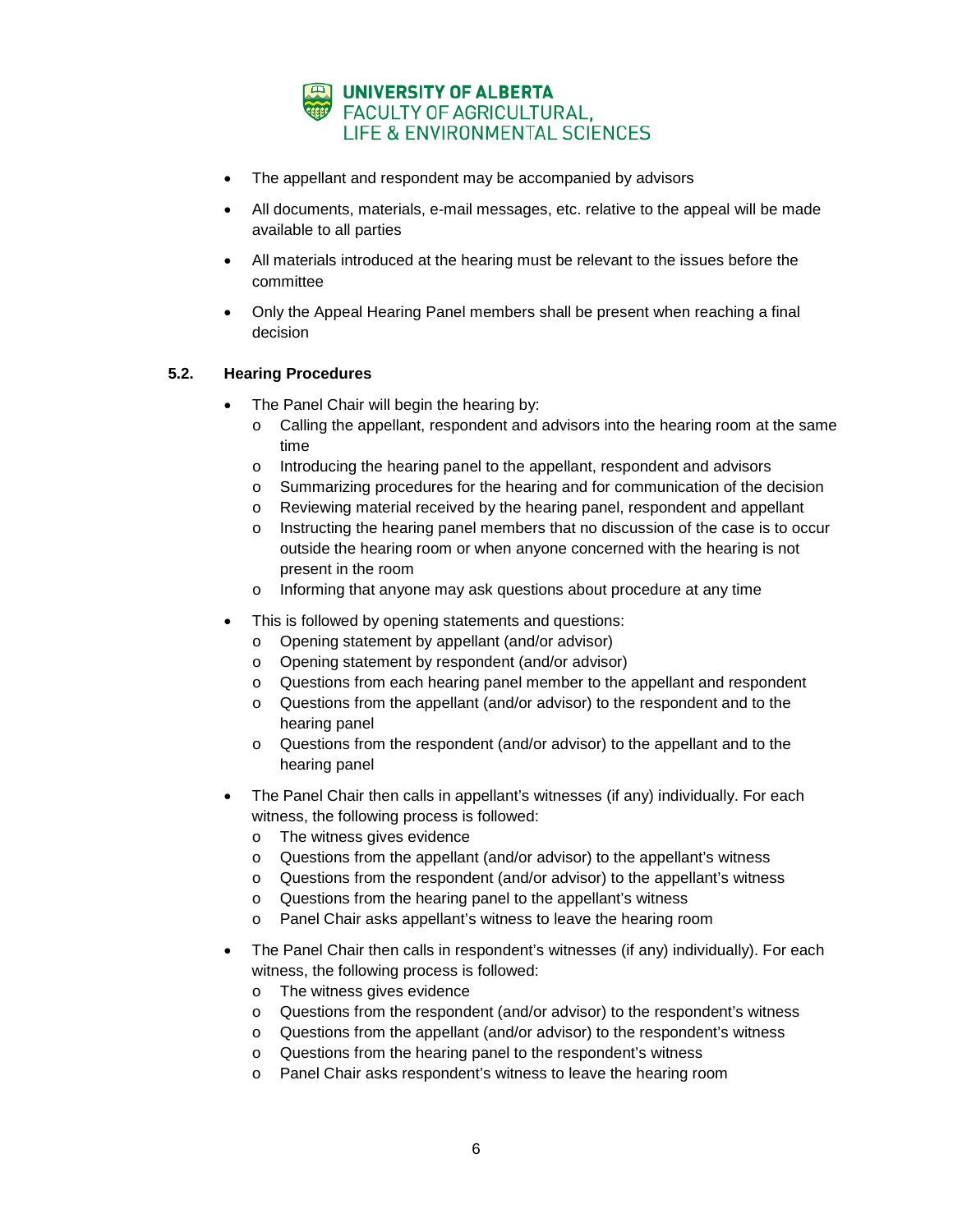- The appellant and respondent may be accompanied by advisors
- All documents, materials, e-mail messages, etc. relative to the appeal will be made available to all parties
- All materials introduced at the hearing must be relevant to the issues before the committee
- Only the Appeal Hearing Panel members shall be present when reaching a final decision

### 5.2. Hearing Procedures

- The Panel Chair will begin the hearing by:
  - Calling the appellant, respondent and advisors into the hearing room at the same time
  - Introducing the hearing panel to the appellant, respondent and advisors
  - Summarizing procedures for the hearing and for communication of the decision
  - Reviewing material received by the hearing panel, respondent and appellant
  - Instructing the hearing panel members that no discussion of the case is to occur outside the hearing room or when anyone concerned with the hearing is not present in the room
  - Informing that anyone may ask questions about procedure at any time
- This is followed by opening statements and questions:
  - Opening statement by appellant (and/or advisor)
  - Opening statement by respondent (and/or advisor)
  - Questions from each hearing panel member to the appellant and respondent
  - Questions from the appellant (and/or advisor) to the respondent and to the hearing panel
  - Questions from the respondent (and/or advisor) to the appellant and to the hearing panel
- The Panel Chair then calls in appellant's witnesses (if any) individually. For each witness, the following process is followed:
  - The witness gives evidence
  - Questions from the appellant (and/or advisor) to the appellant's witness
  - Questions from the respondent (and/or advisor) to the appellant's witness
  - Questions from the hearing panel to the appellant's witness
  - Panel Chair asks appellant's witness to leave the hearing room
- The Panel Chair then calls in respondent's witnesses (if any) individually). For each witness, the following process is followed:
  - The witness gives evidence
  - Questions from the respondent (and/or advisor) to the respondent's witness
  - Questions from the appellant (and/or advisor) to the respondent's witness
  - Questions from the hearing panel to the respondent's witness
  - Panel Chair asks respondent's witness to leave the hearing room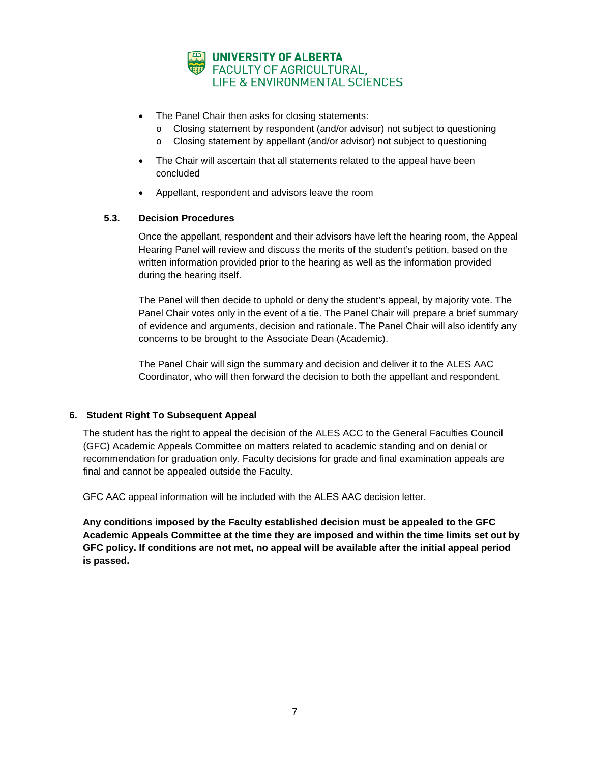- The Panel Chair then asks for closing statements:
  - Closing statement by respondent (and/or advisor) not subject to questioning
  - Closing statement by appellant (and/or advisor) not subject to questioning
- The Chair will ascertain that all statements related to the appeal have been concluded
- Appellant, respondent and advisors leave the room

### 5.3. Decision Procedures

Once the appellant, respondent and their advisors have left the hearing room, the Appeal Hearing Panel will review and discuss the merits of the student's petition, based on the written information provided prior to the hearing as well as the information provided during the hearing itself.

The Panel will then decide to uphold or deny the student's appeal, by majority vote. The Panel Chair votes only in the event of a tie. The Panel Chair will prepare a brief summary of evidence and arguments, decision and rationale. The Panel Chair will also identify any concerns to be brought to the Associate Dean (Academic).

The Panel Chair will sign the summary and decision and deliver it to the ALES AAC Coordinator, who will then forward the decision to both the appellant and respondent.

## 6. Student Right To Subsequent Appeal

The student has the right to appeal the decision of the ALES ACC to the General Faculties Council (GFC) Academic Appeals Committee on matters related to academic standing and on denial or recommendation for graduation only. Faculty decisions for grade and final examination appeals are final and cannot be appealed outside the Faculty.

GFC AAC appeal information will be included with the ALES AAC decision letter.

**Any conditions imposed by the Faculty established decision must be appealed to the GFC Academic Appeals Committee at the time they are imposed and within the time limits set out by GFC policy. If conditions are not met, no appeal will be available after the initial appeal period is passed.**